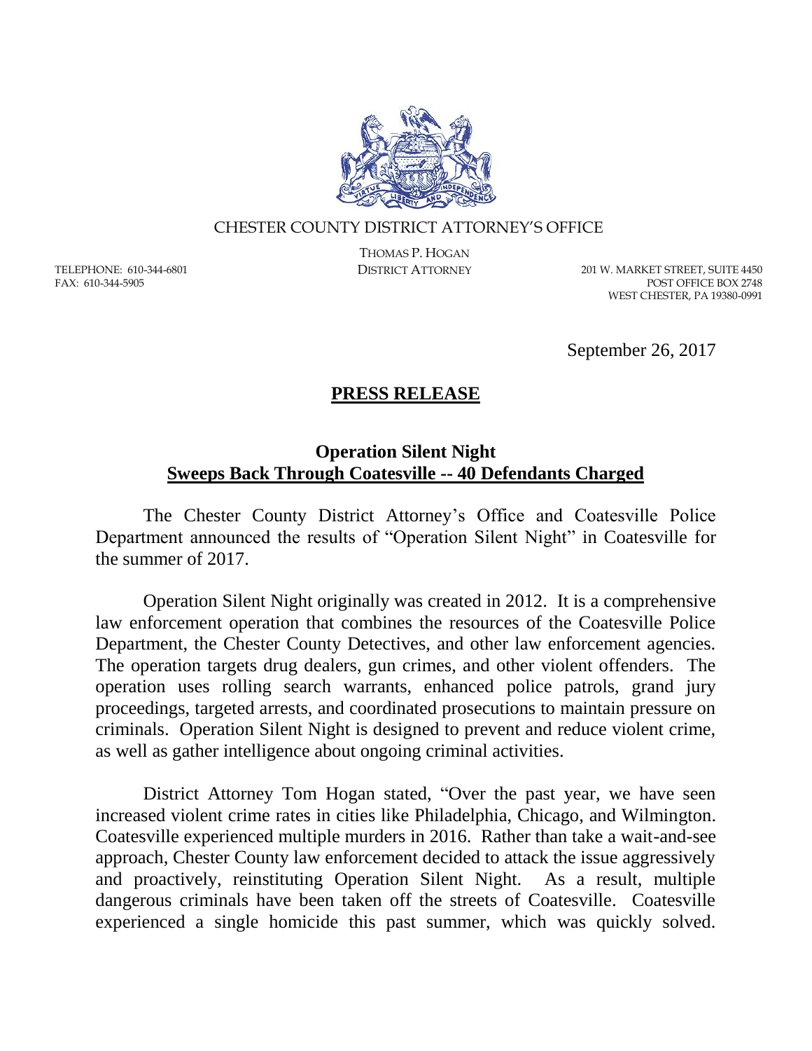CHESTER COUNTY DISTRICT ATTORNEY'S OFFICE

THOMAS P. HOGAN
DISTRICT ATTORNEY

TELEPHONE: 610-344-6801
FAX: 610-344-5905

201 W. MARKET STREET, SUITE 4450
POST OFFICE BOX 2748
WEST CHESTER, PA 19380-0991

September 26, 2017

# PRESS RELEASE

## Operation Silent Night
## Sweeps Back Through Coatesville -- 40 Defendants Charged

The Chester County District Attorney's Office and Coatesville Police Department announced the results of "Operation Silent Night" in Coatesville for the summer of 2017.

Operation Silent Night originally was created in 2012. It is a comprehensive law enforcement operation that combines the resources of the Coatesville Police Department, the Chester County Detectives, and other law enforcement agencies. The operation targets drug dealers, gun crimes, and other violent offenders. The operation uses rolling search warrants, enhanced police patrols, grand jury proceedings, targeted arrests, and coordinated prosecutions to maintain pressure on criminals. Operation Silent Night is designed to prevent and reduce violent crime, as well as gather intelligence about ongoing criminal activities.

District Attorney Tom Hogan stated, "Over the past year, we have seen increased violent crime rates in cities like Philadelphia, Chicago, and Wilmington. Coatesville experienced multiple murders in 2016. Rather than take a wait-and-see approach, Chester County law enforcement decided to attack the issue aggressively and proactively, reinstituting Operation Silent Night. As a result, multiple dangerous criminals have been taken off the streets of Coatesville. Coatesville experienced a single homicide this past summer, which was quickly solved.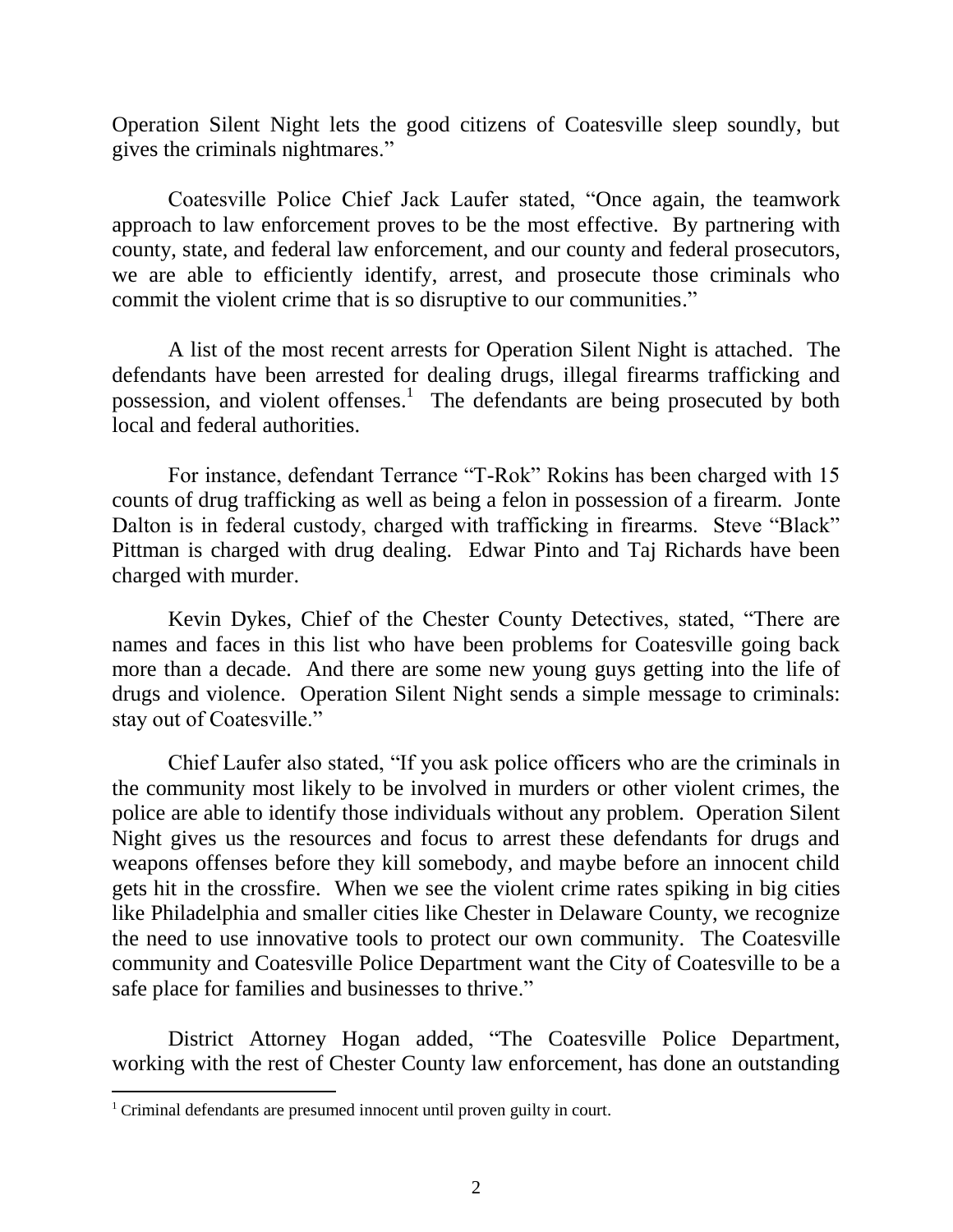Operation Silent Night lets the good citizens of Coatesville sleep soundly, but gives the criminals nightmares."

Coatesville Police Chief Jack Laufer stated, "Once again, the teamwork approach to law enforcement proves to be the most effective. By partnering with county, state, and federal law enforcement, and our county and federal prosecutors, we are able to efficiently identify, arrest, and prosecute those criminals who commit the violent crime that is so disruptive to our communities."

A list of the most recent arrests for Operation Silent Night is attached. The defendants have been arrested for dealing drugs, illegal firearms trafficking and possession, and violent offenses.[1] The defendants are being prosecuted by both local and federal authorities.

For instance, defendant Terrance "T-Rok" Rokins has been charged with 15 counts of drug trafficking as well as being a felon in possession of a firearm. Jonte Dalton is in federal custody, charged with trafficking in firearms. Steve "Black" Pittman is charged with drug dealing. Edwar Pinto and Taj Richards have been charged with murder.

Kevin Dykes, Chief of the Chester County Detectives, stated, "There are names and faces in this list who have been problems for Coatesville going back more than a decade. And there are some new young guys getting into the life of drugs and violence. Operation Silent Night sends a simple message to criminals: stay out of Coatesville."

Chief Laufer also stated, "If you ask police officers who are the criminals in the community most likely to be involved in murders or other violent crimes, the police are able to identify those individuals without any problem. Operation Silent Night gives us the resources and focus to arrest these defendants for drugs and weapons offenses before they kill somebody, and maybe before an innocent child gets hit in the crossfire. When we see the violent crime rates spiking in big cities like Philadelphia and smaller cities like Chester in Delaware County, we recognize the need to use innovative tools to protect our own community. The Coatesville community and Coatesville Police Department want the City of Coatesville to be a safe place for families and businesses to thrive."

District Attorney Hogan added, "The Coatesville Police Department, working with the rest of Chester County law enforcement, has done an outstanding

[1] Criminal defendants are presumed innocent until proven guilty in court.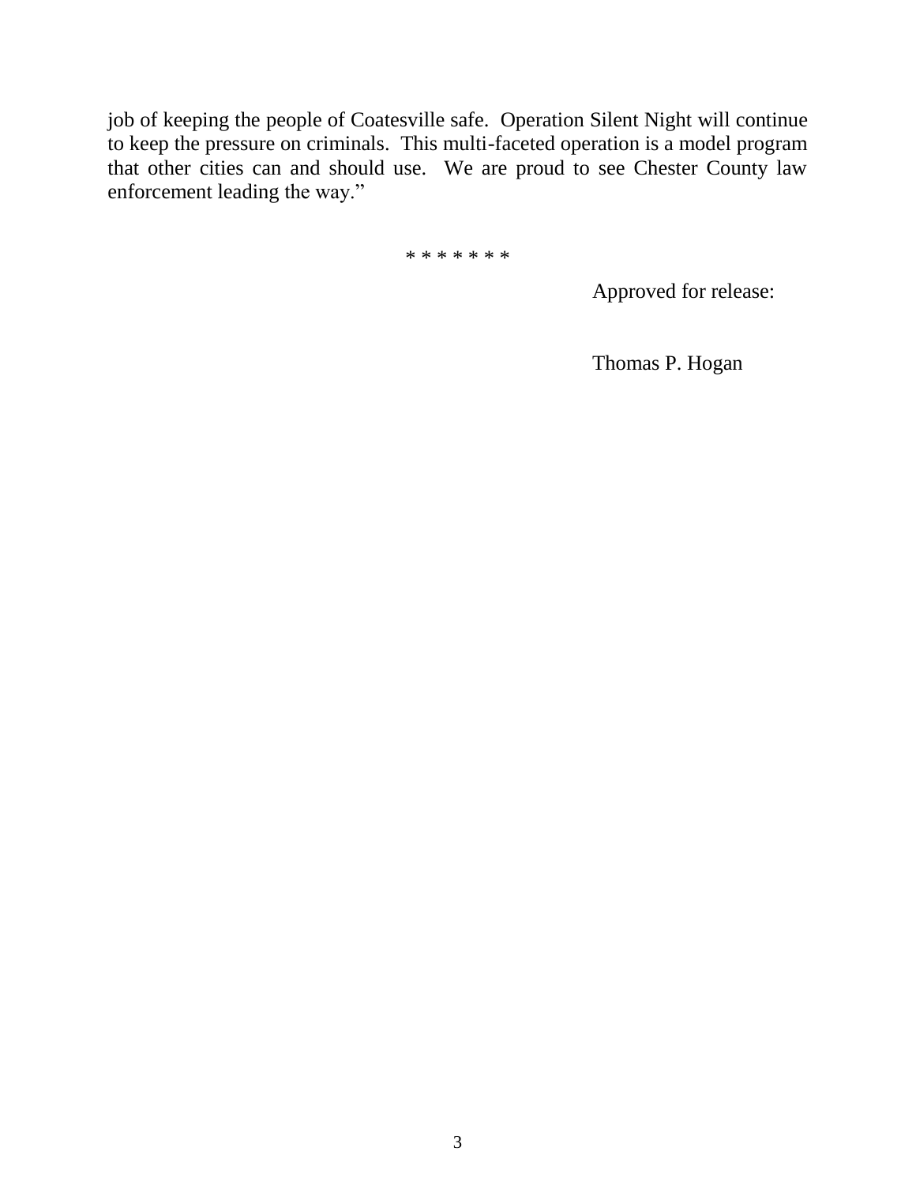job of keeping the people of Coatesville safe. Operation Silent Night will continue to keep the pressure on criminals. This multi-faceted operation is a model program that other cities can and should use. We are proud to see Chester County law enforcement leading the way."

\* \* \* \* \* \* \*

Approved for release:

Thomas P. Hogan